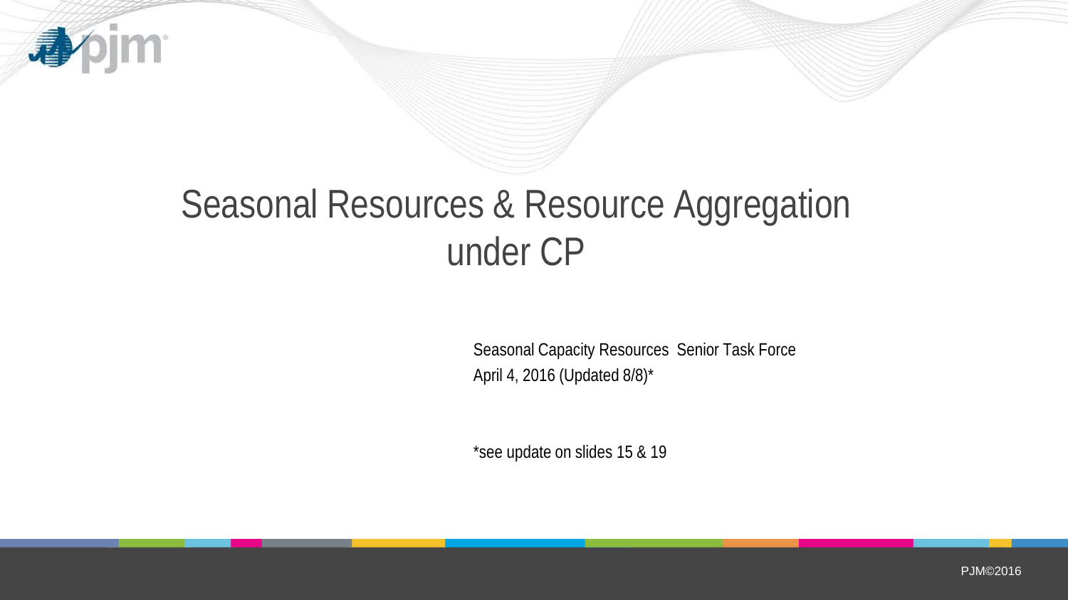# Seasonal Resources & Resource Aggregation under CP

Seasonal Capacity Resources Senior Task Force

April 4, 2016 (Updated 8/8)*

*see update on slides 15 & 19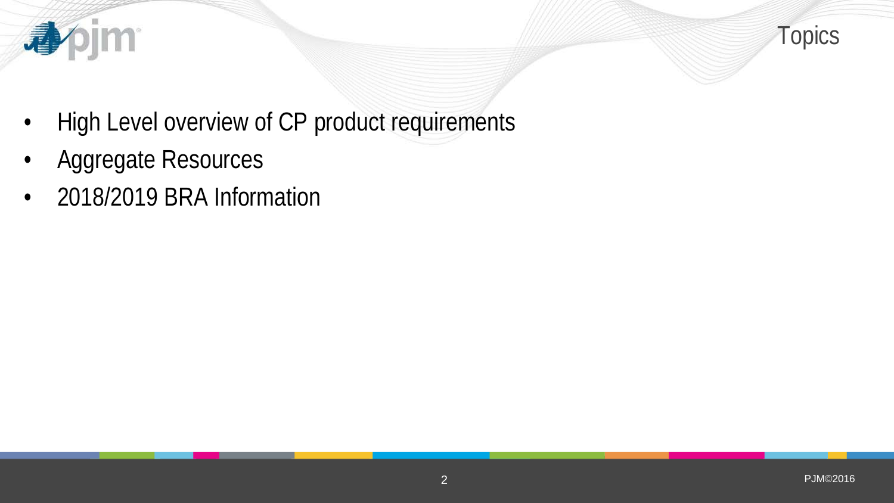# Topics

- High Level overview of CP product requirements
- Aggregate Resources
- 2018/2019 BRA Information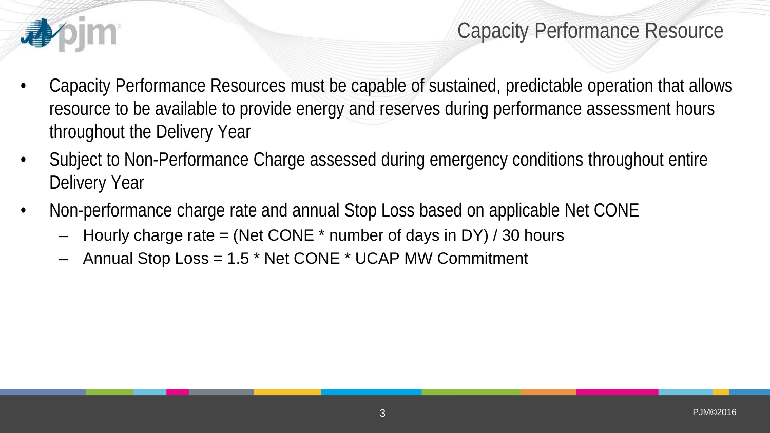# Capacity Performance Resource

- Capacity Performance Resources must be capable of sustained, predictable operation that allows resource to be available to provide energy and reserves during performance assessment hours throughout the Delivery Year
- Subject to Non-Performance Charge assessed during emergency conditions throughout entire Delivery Year
- Non-performance charge rate and annual Stop Loss based on applicable Net CONE
  - Hourly charge rate = (Net CONE * number of days in DY) / 30 hours
  - Annual Stop Loss = 1.5 * Net CONE * UCAP MW Commitment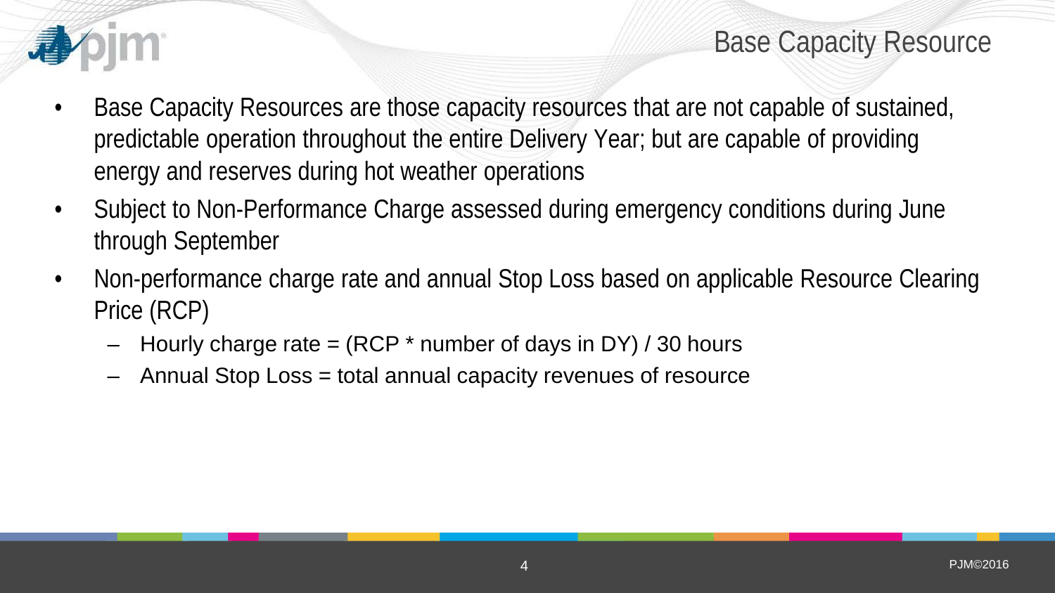# Base Capacity Resource

- Base Capacity Resources are those capacity resources that are not capable of sustained, predictable operation throughout the entire Delivery Year; but are capable of providing energy and reserves during hot weather operations
- Subject to Non-Performance Charge assessed during emergency conditions during June through September
- Non-performance charge rate and annual Stop Loss based on applicable Resource Clearing Price (RCP)
  - Hourly charge rate = (RCP * number of days in DY) / 30 hours
  - Annual Stop Loss = total annual capacity revenues of resource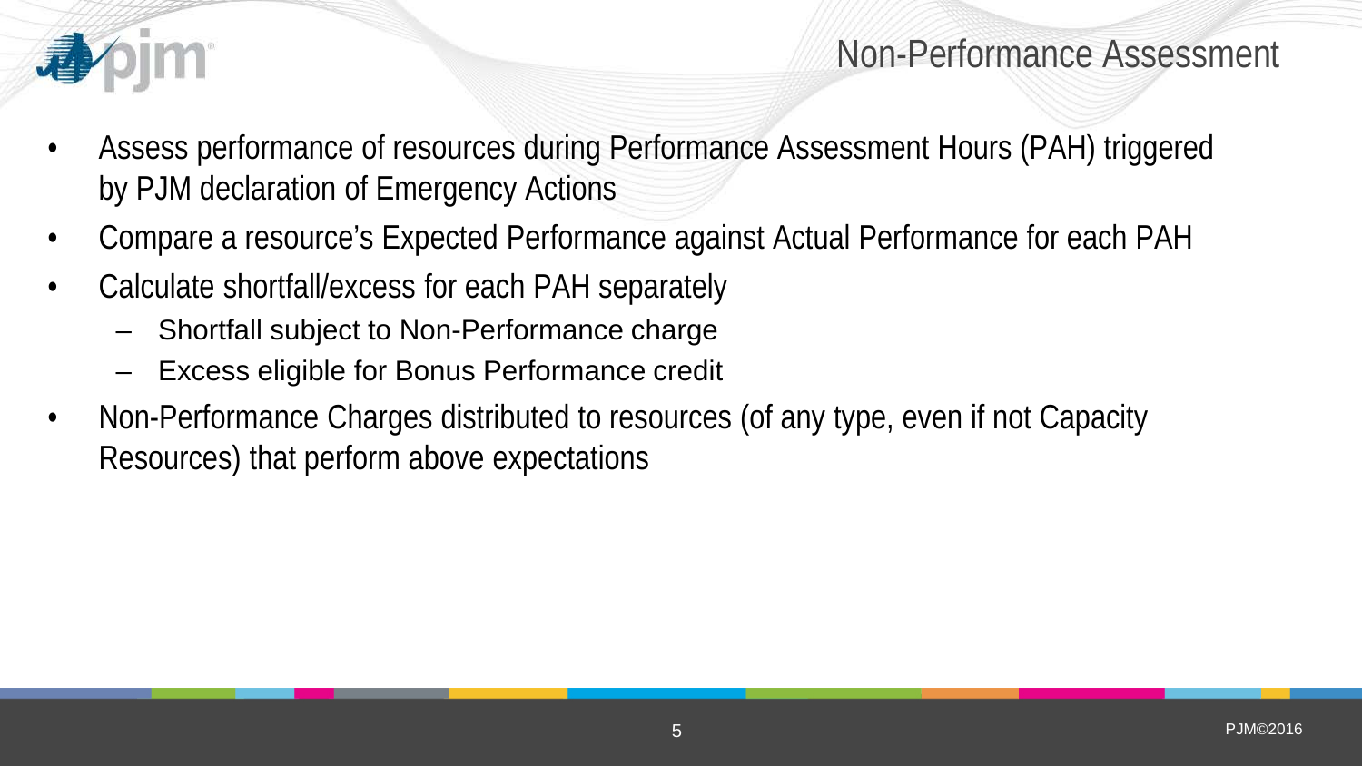# Non-Performance Assessment

- Assess performance of resources during Performance Assessment Hours (PAH) triggered by PJM declaration of Emergency Actions
- Compare a resource's Expected Performance against Actual Performance for each PAH
- Calculate shortfall/excess for each PAH separately
  - Shortfall subject to Non-Performance charge
  - Excess eligible for Bonus Performance credit
- Non-Performance Charges distributed to resources (of any type, even if not Capacity Resources) that perform above expectations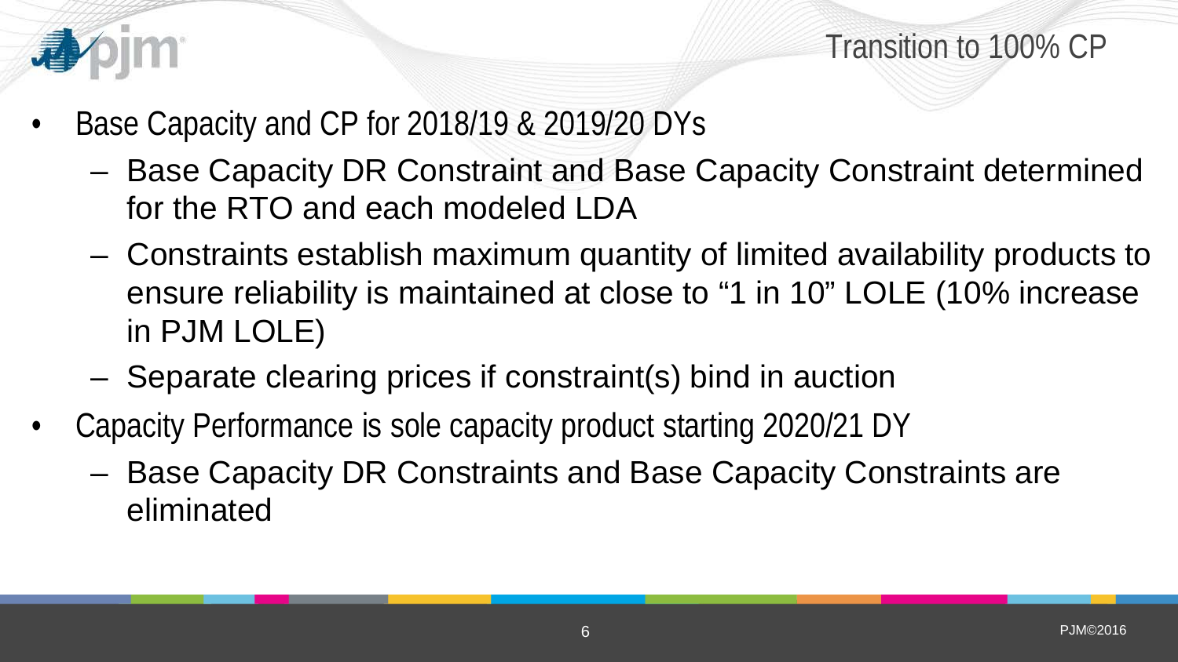# Transition to 100% CP

- Base Capacity and CP for 2018/19 & 2019/20 DYs
  - Base Capacity DR Constraint and Base Capacity Constraint determined for the RTO and each modeled LDA
  - Constraints establish maximum quantity of limited availability products to ensure reliability is maintained at close to "1 in 10" LOLE (10% increase in PJM LOLE)
  - Separate clearing prices if constraint(s) bind in auction
- Capacity Performance is sole capacity product starting 2020/21 DY
  - Base Capacity DR Constraints and Base Capacity Constraints are eliminated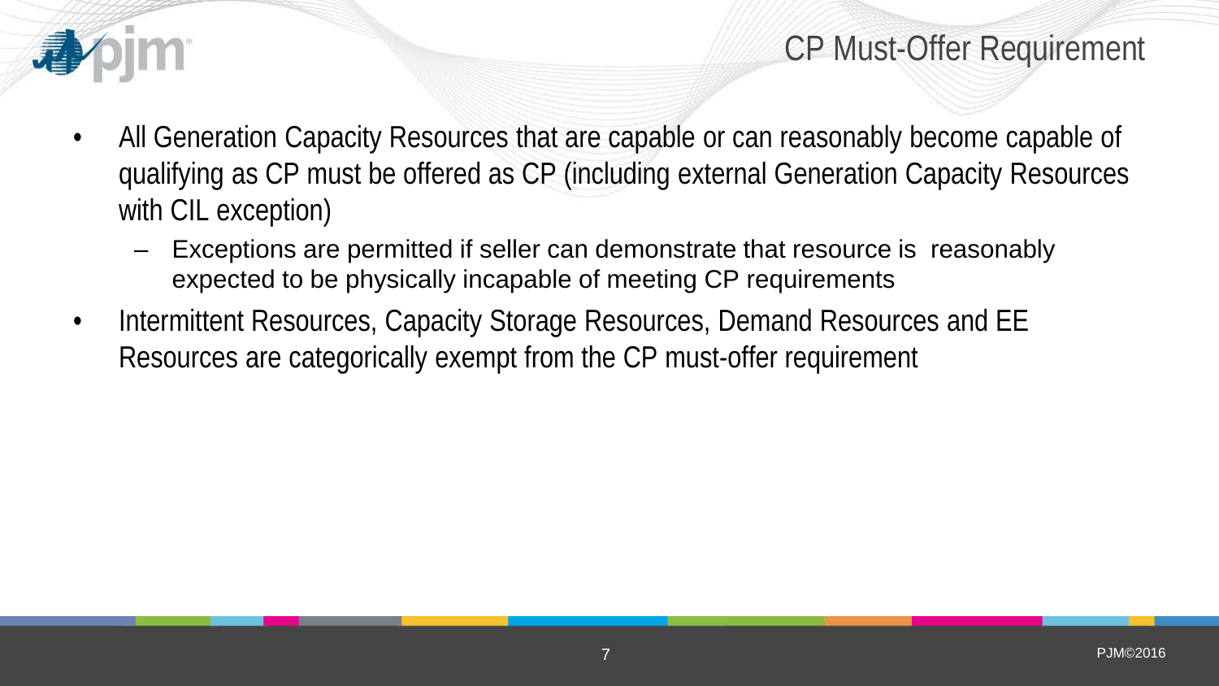# CP Must-Offer Requirement

- All Generation Capacity Resources that are capable or can reasonably become capable of qualifying as CP must be offered as CP (including external Generation Capacity Resources with CIL exception)
  - Exceptions are permitted if seller can demonstrate that resource is reasonably expected to be physically incapable of meeting CP requirements
- Intermittent Resources, Capacity Storage Resources, Demand Resources and EE Resources are categorically exempt from the CP must-offer requirement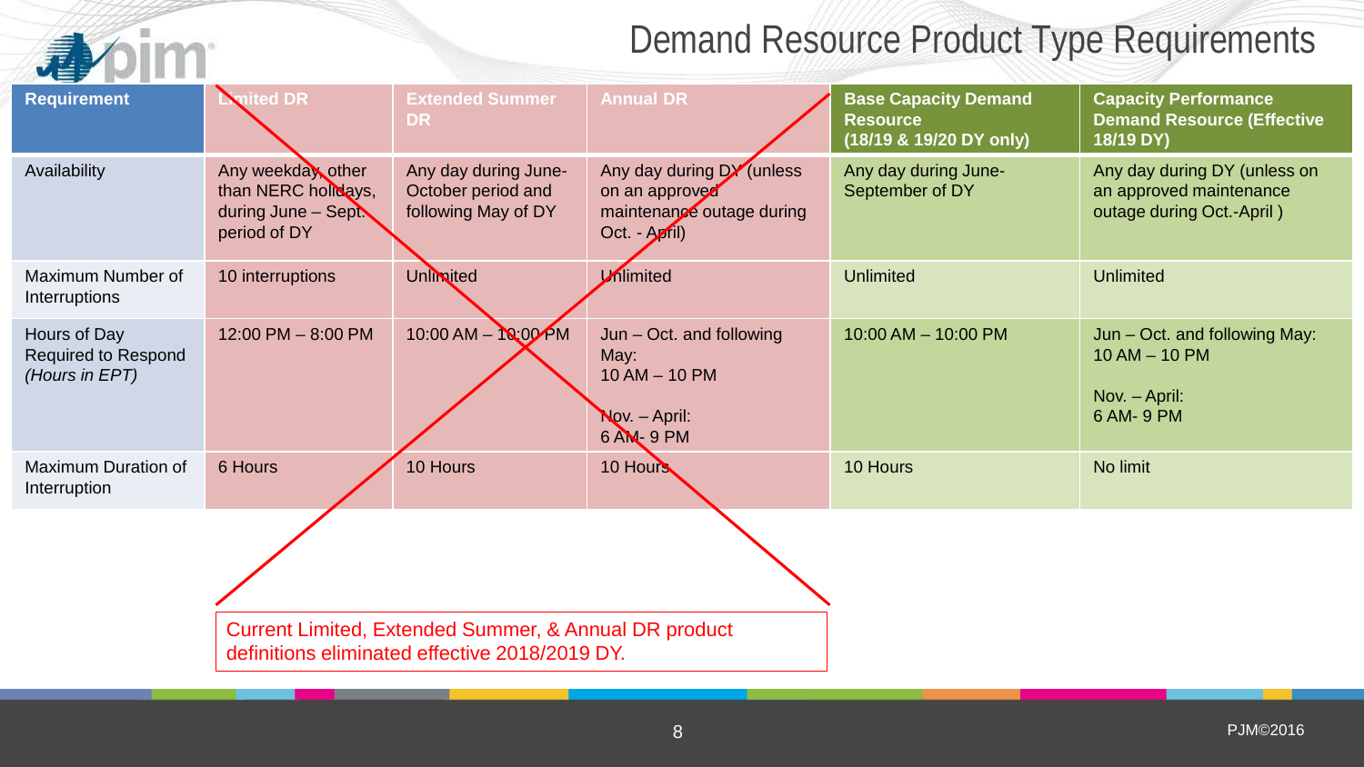# Demand Resource Product Type Requirements

| Requirement | Limited DR | Extended Summer DR | Annual DR | Base Capacity Demand Resource (18/19 & 19/20 DY only) | Capacity Performance Demand Resource (Effective 18/19 DY) |
|---|---|---|---|---|---|
| Availability | Any weekday, other than NERC holidays, during June – Sept. period of DY | Any day during June-October period and following May of DY | Any day during DY (unless on an approved maintenance outage during Oct. - April) | Any day during June-September of DY | Any day during DY (unless on an approved maintenance outage during Oct.-April ) |
| Maximum Number of Interruptions | 10 interruptions | Unlimited | Unlimited | Unlimited | Unlimited |
| Hours of Day Required to Respond *(Hours in EPT)* | 12:00 PM – 8:00 PM | 10:00 AM – 10:00 PM | Jun – Oct. and following May: 10 AM – 10 PM<br><br>Nov. – April: 6 AM- 9 PM | 10:00 AM – 10:00 PM | Jun – Oct. and following May: 10 AM – 10 PM<br><br>Nov. – April: 6 AM- 9 PM |
| Maximum Duration of Interruption | 6 Hours | 10 Hours | 10 Hours | 10 Hours | No limit |

Current Limited, Extended Summer, & Annual DR product definitions eliminated effective 2018/2019 DY.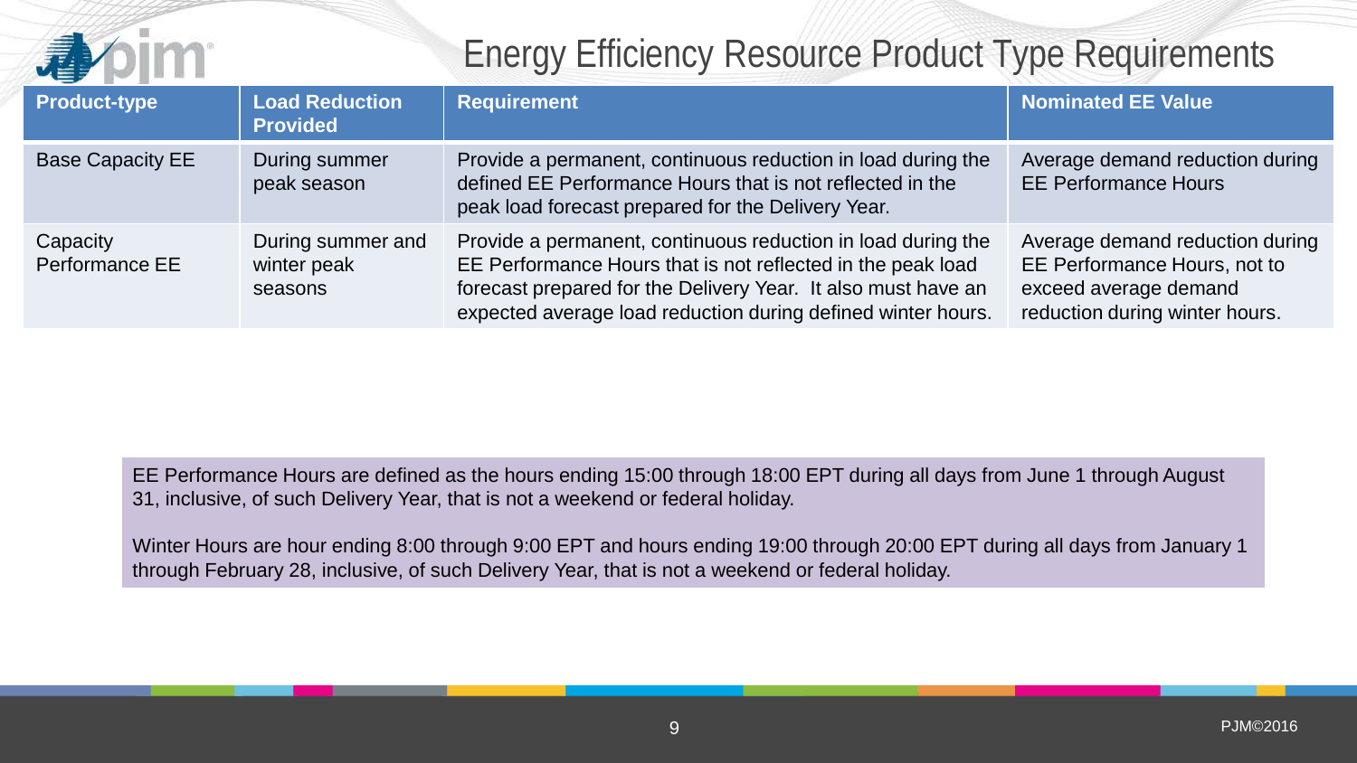# Energy Efficiency Resource Product Type Requirements

| Product-type | Load Reduction Provided | Requirement | Nominated EE Value |
|---|---|---|---|
| Base Capacity EE | During summer peak season | Provide a permanent, continuous reduction in load during the defined EE Performance Hours that is not reflected in the peak load forecast prepared for the Delivery Year. | Average demand reduction during EE Performance Hours |
| Capacity Performance EE | During summer and winter peak seasons | Provide a permanent, continuous reduction in load during the EE Performance Hours that is not reflected in the peak load forecast prepared for the Delivery Year. It also must have an expected average load reduction during defined winter hours. | Average demand reduction during EE Performance Hours, not to exceed average demand reduction during winter hours. |

EE Performance Hours are defined as the hours ending 15:00 through 18:00 EPT during all days from June 1 through August 31, inclusive, of such Delivery Year, that is not a weekend or federal holiday.

Winter Hours are hour ending 8:00 through 9:00 EPT and hours ending 19:00 through 20:00 EPT during all days from January 1 through February 28, inclusive, of such Delivery Year, that is not a weekend or federal holiday.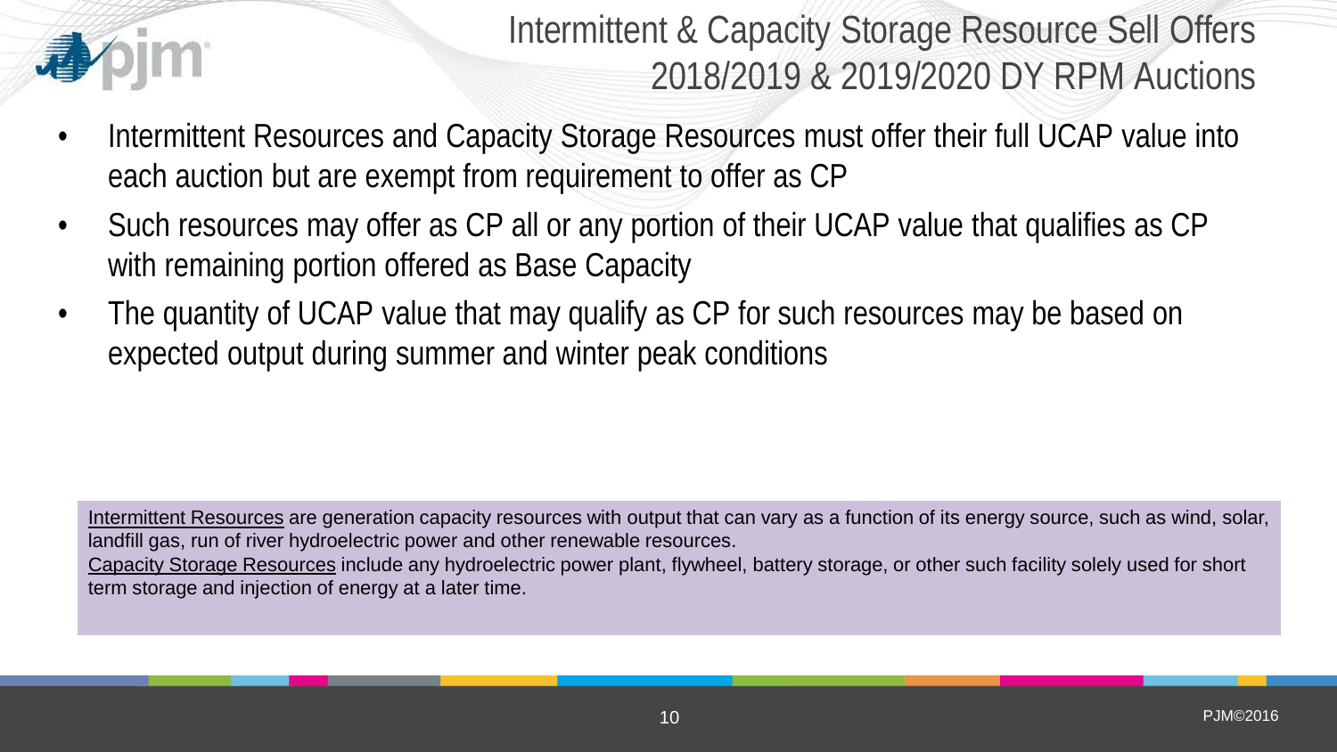# Intermittent & Capacity Storage Resource Sell Offers 2018/2019 & 2019/2020 DY RPM Auctions

- Intermittent Resources and Capacity Storage Resources must offer their full UCAP value into each auction but are exempt from requirement to offer as CP
- Such resources may offer as CP all or any portion of their UCAP value that qualifies as CP with remaining portion offered as Base Capacity
- The quantity of UCAP value that may qualify as CP for such resources may be based on expected output during summer and winter peak conditions

Intermittent Resources are generation capacity resources with output that can vary as a function of its energy source, such as wind, solar, landfill gas, run of river hydroelectric power and other renewable resources.
Capacity Storage Resources include any hydroelectric power plant, flywheel, battery storage, or other such facility solely used for short term storage and injection of energy at a later time.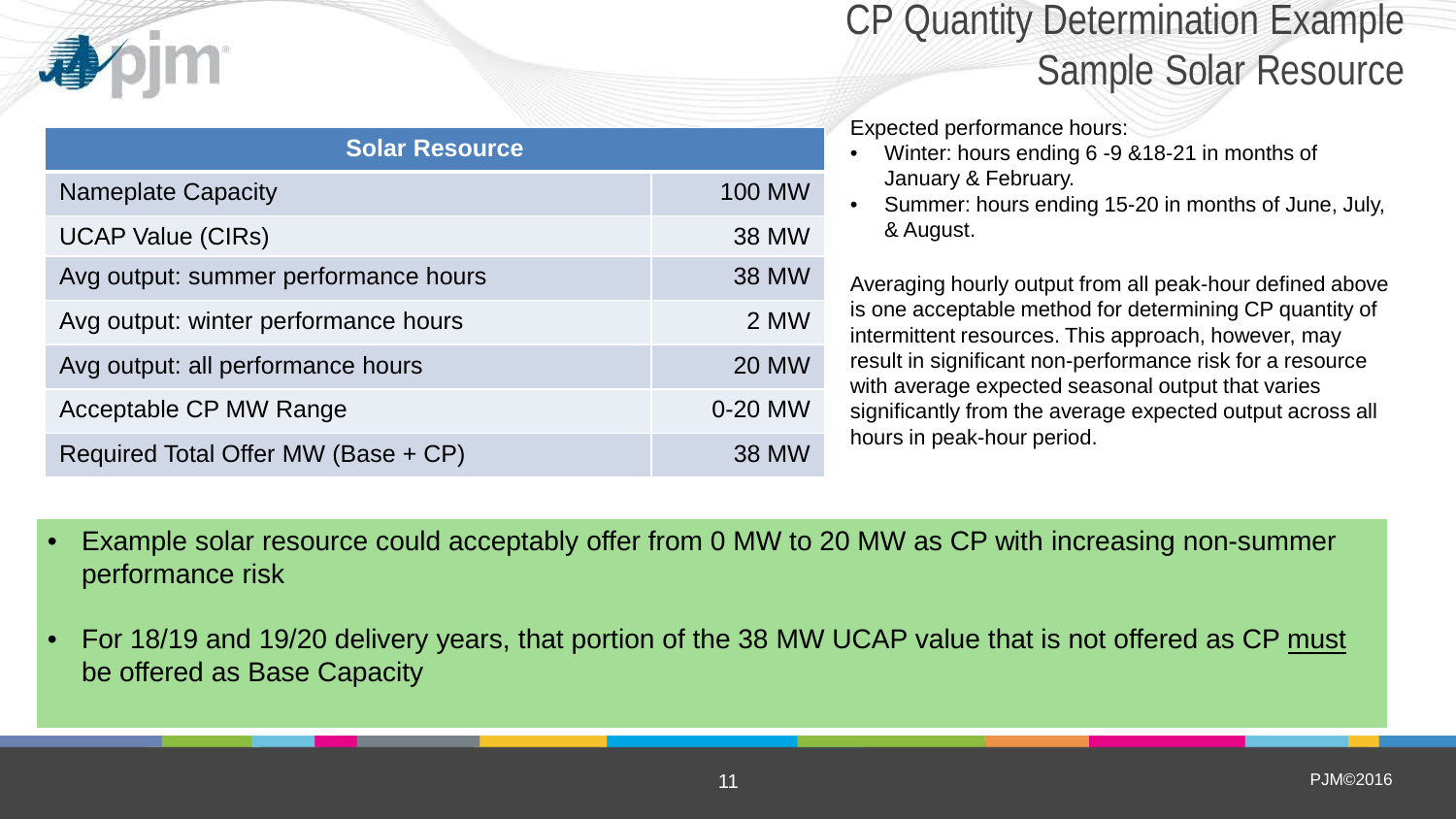# CP Quantity Determination Example
## Sample Solar Resource

| Solar Resource | |
|---|---|
| Nameplate Capacity | 100 MW |
| UCAP Value (CIRs) | 38 MW |
| Avg output: summer performance hours | 38 MW |
| Avg output: winter performance hours | 2 MW |
| Avg output: all performance hours | 20 MW |
| Acceptable CP MW Range | 0-20 MW |
| Required Total Offer MW (Base + CP) | 38 MW |

Expected performance hours:

- Winter: hours ending 6 -9 &18-21 in months of January & February.
- Summer: hours ending 15-20 in months of June, July, & August.

Averaging hourly output from all peak-hour defined above is one acceptable method for determining CP quantity of intermittent resources. This approach, however, may result in significant non-performance risk for a resource with average expected seasonal output that varies significantly from the average expected output across all hours in peak-hour period.

- Example solar resource could acceptably offer from 0 MW to 20 MW as CP with increasing non-summer performance risk
- For 18/19 and 19/20 delivery years, that portion of the 38 MW UCAP value that is not offered as CP must be offered as Base Capacity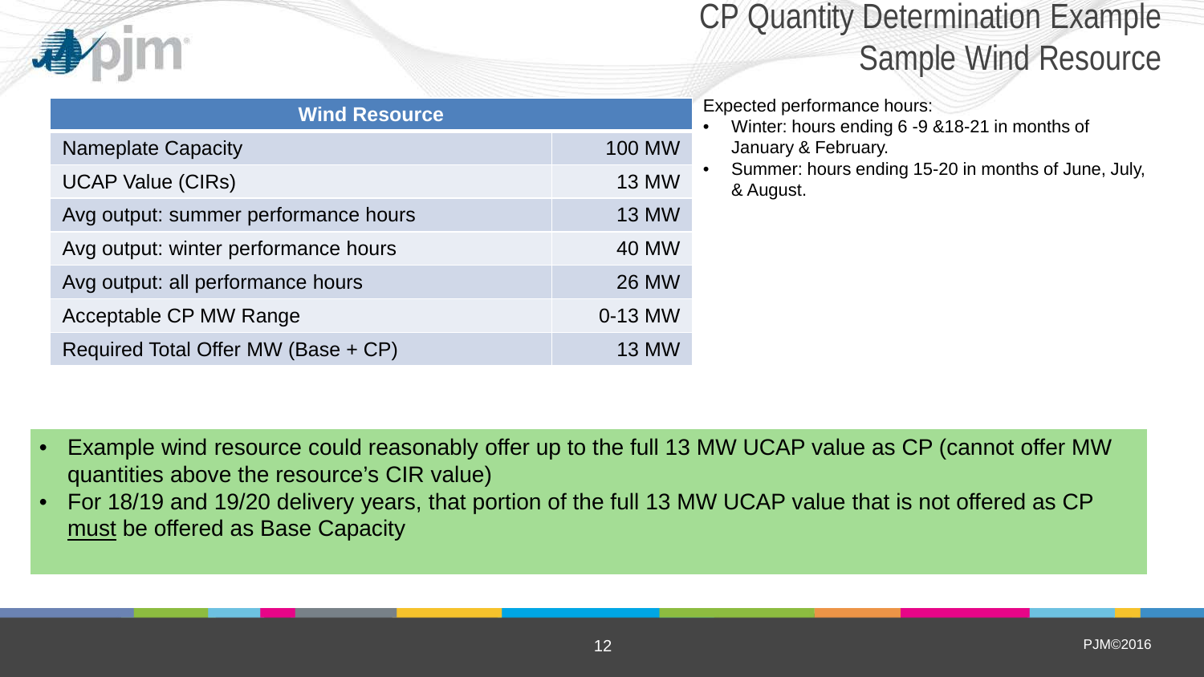# CP Quantity Determination Example Sample Wind Resource

| Wind Resource | |
|---|---|
| Nameplate Capacity | 100 MW |
| UCAP Value (CIRs) | 13 MW |
| Avg output: summer performance hours | 13 MW |
| Avg output: winter performance hours | 40 MW |
| Avg output: all performance hours | 26 MW |
| Acceptable CP MW Range | 0-13 MW |
| Required Total Offer MW (Base + CP) | 13 MW |

Expected performance hours:

- Winter: hours ending 6 -9 &18-21 in months of January & February.
- Summer: hours ending 15-20 in months of June, July, & August.

- Example wind resource could reasonably offer up to the full 13 MW UCAP value as CP (cannot offer MW quantities above the resource's CIR value)
- For 18/19 and 19/20 delivery years, that portion of the full 13 MW UCAP value that is not offered as CP must be offered as Base Capacity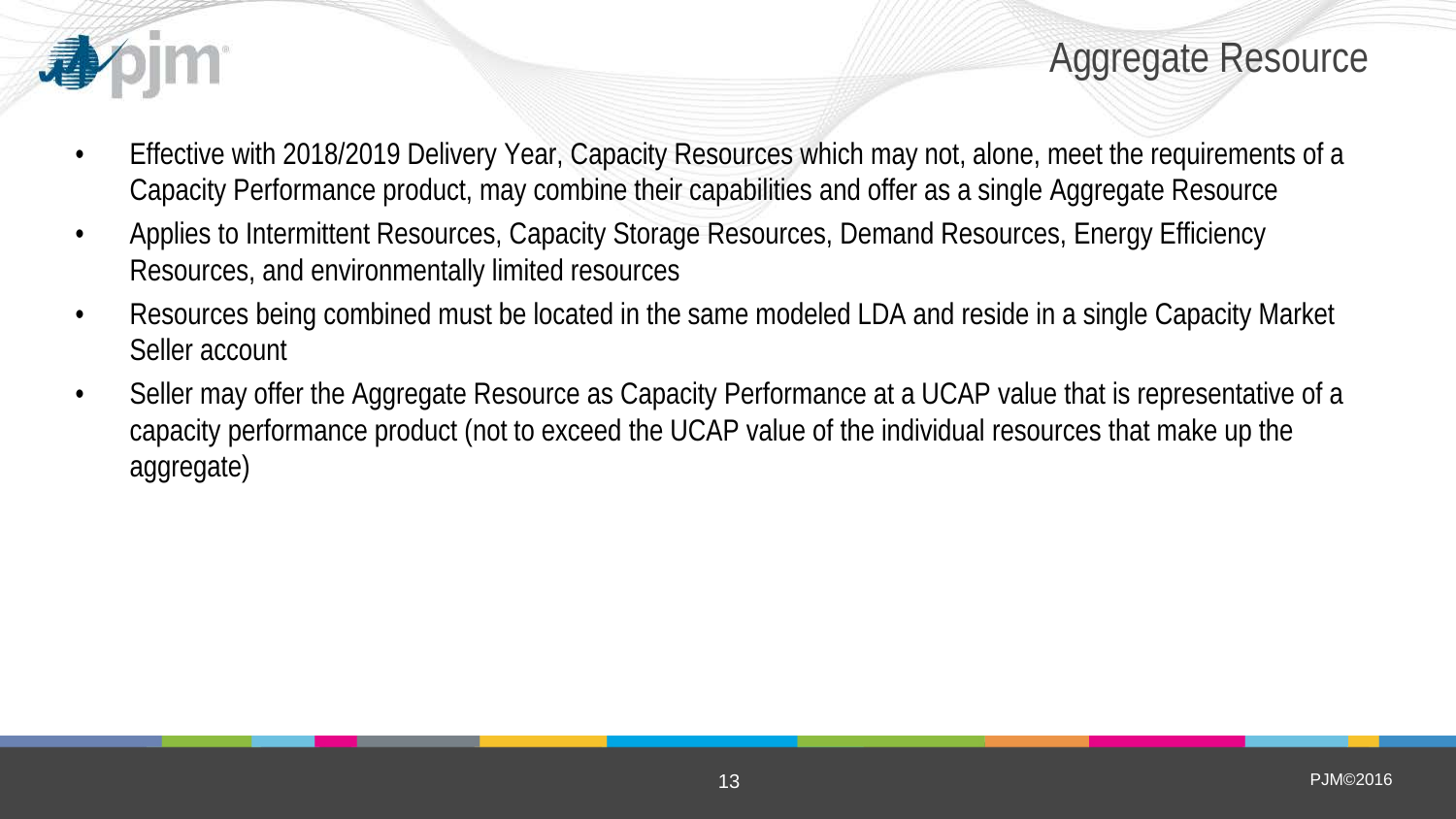# Aggregate Resource

- Effective with 2018/2019 Delivery Year, Capacity Resources which may not, alone, meet the requirements of a Capacity Performance product, may combine their capabilities and offer as a single Aggregate Resource
- Applies to Intermittent Resources, Capacity Storage Resources, Demand Resources, Energy Efficiency Resources, and environmentally limited resources
- Resources being combined must be located in the same modeled LDA and reside in a single Capacity Market Seller account
- Seller may offer the Aggregate Resource as Capacity Performance at a UCAP value that is representative of a capacity performance product (not to exceed the UCAP value of the individual resources that make up the aggregate)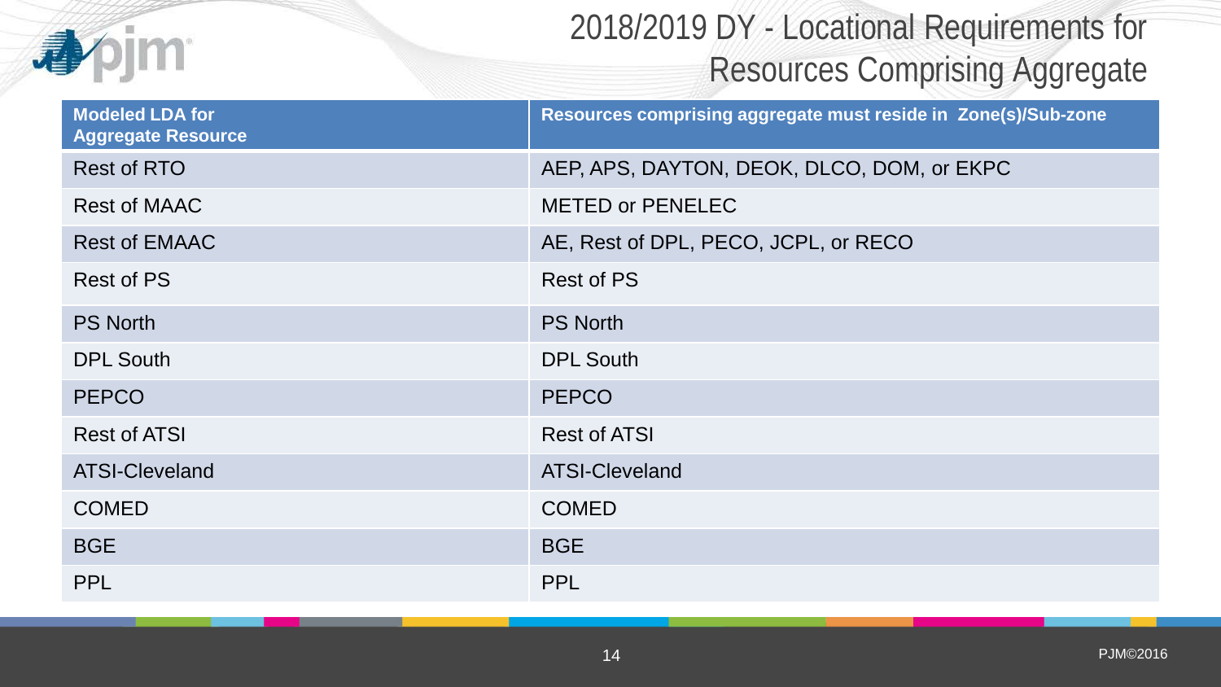# 2018/2019 DY - Locational Requirements for Resources Comprising Aggregate

| Modeled LDA for Aggregate Resource | Resources comprising aggregate must reside in Zone(s)/Sub-zone |
|---|---|
| Rest of RTO | AEP, APS, DAYTON, DEOK, DLCO, DOM, or EKPC |
| Rest of MAAC | METED or PENELEC |
| Rest of EMAAC | AE, Rest of DPL, PECO, JCPL, or RECO |
| Rest of PS | Rest of PS |
| PS North | PS North |
| DPL South | DPL South |
| PEPCO | PEPCO |
| Rest of ATSI | Rest of ATSI |
| ATSI-Cleveland | ATSI-Cleveland |
| COMED | COMED |
| BGE | BGE |
| PPL | PPL |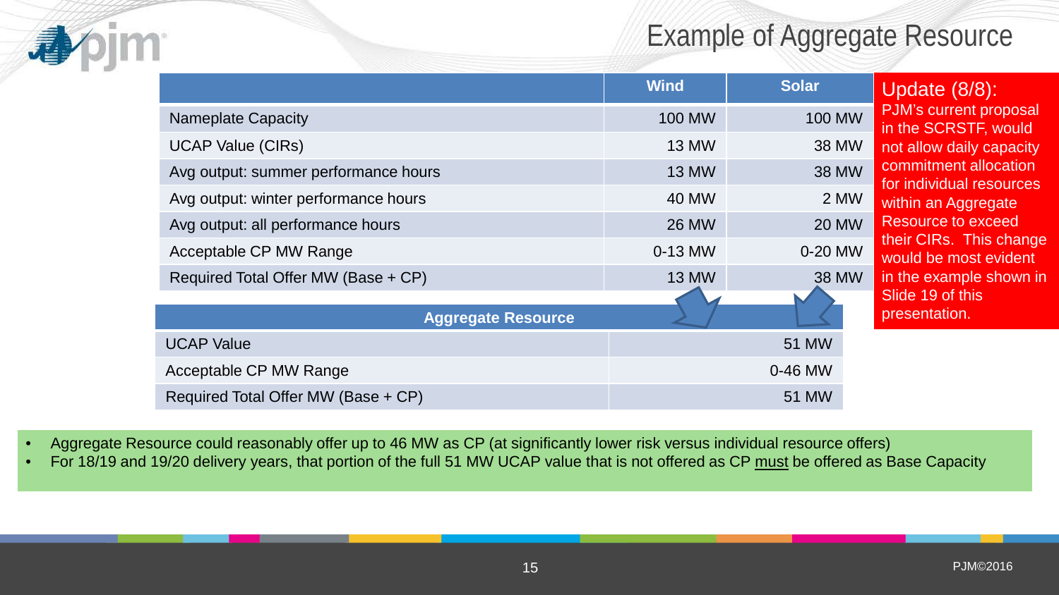# Example of Aggregate Resource

| | Wind | Solar |
|---|---|---|
| Nameplate Capacity | 100 MW | 100 MW |
| UCAP Value (CIRs) | 13 MW | 38 MW |
| Avg output: summer performance hours | 13 MW | 38 MW |
| Avg output: winter performance hours | 40 MW | 2 MW |
| Avg output: all performance hours | 26 MW | 20 MW |
| Acceptable CP MW Range | 0-13 MW | 0-20 MW |
| Required Total Offer MW (Base + CP) | 13 MW | 38 MW |

| Aggregate Resource | |
|---|---|
| UCAP Value | 51 MW |
| Acceptable CP MW Range | 0-46 MW |
| Required Total Offer MW (Base + CP) | 51 MW |

**Update (8/8):** PJM's current proposal in the SCRSTF, would not allow daily capacity commitment allocation for individual resources within an Aggregate Resource to exceed their CIRs. This change would be most evident in the example shown in Slide 19 of this presentation.

- Aggregate Resource could reasonably offer up to 46 MW as CP (at significantly lower risk versus individual resource offers)
- For 18/19 and 19/20 delivery years, that portion of the full 51 MW UCAP value that is not offered as CP must be offered as Base Capacity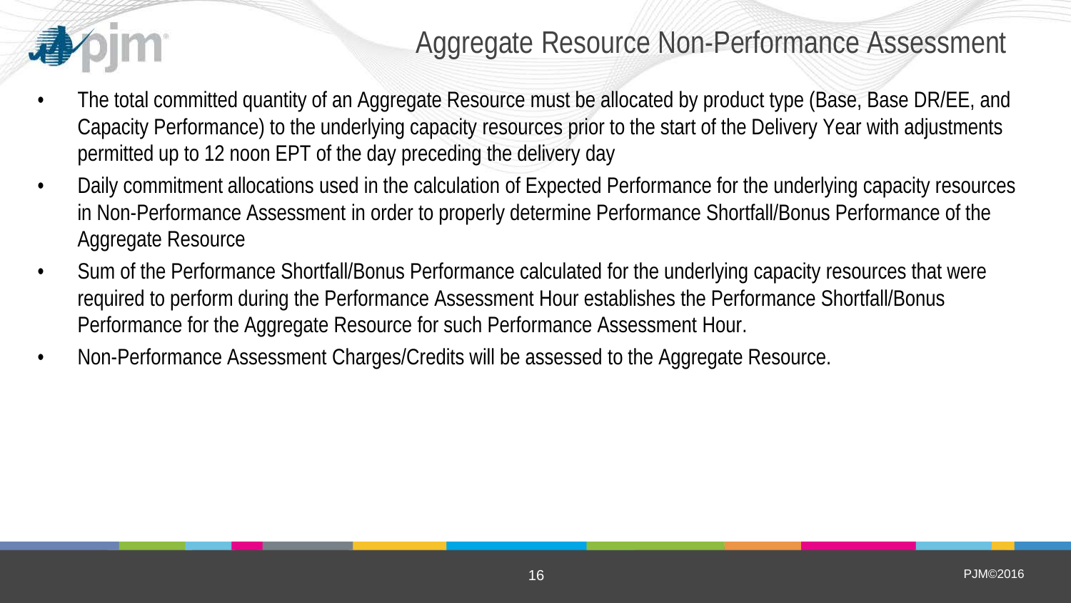# Aggregate Resource Non-Performance Assessment

- The total committed quantity of an Aggregate Resource must be allocated by product type (Base, Base DR/EE, and Capacity Performance) to the underlying capacity resources prior to the start of the Delivery Year with adjustments permitted up to 12 noon EPT of the day preceding the delivery day
- Daily commitment allocations used in the calculation of Expected Performance for the underlying capacity resources in Non-Performance Assessment in order to properly determine Performance Shortfall/Bonus Performance of the Aggregate Resource
- Sum of the Performance Shortfall/Bonus Performance calculated for the underlying capacity resources that were required to perform during the Performance Assessment Hour establishes the Performance Shortfall/Bonus Performance for the Aggregate Resource for such Performance Assessment Hour.
- Non-Performance Assessment Charges/Credits will be assessed to the Aggregate Resource.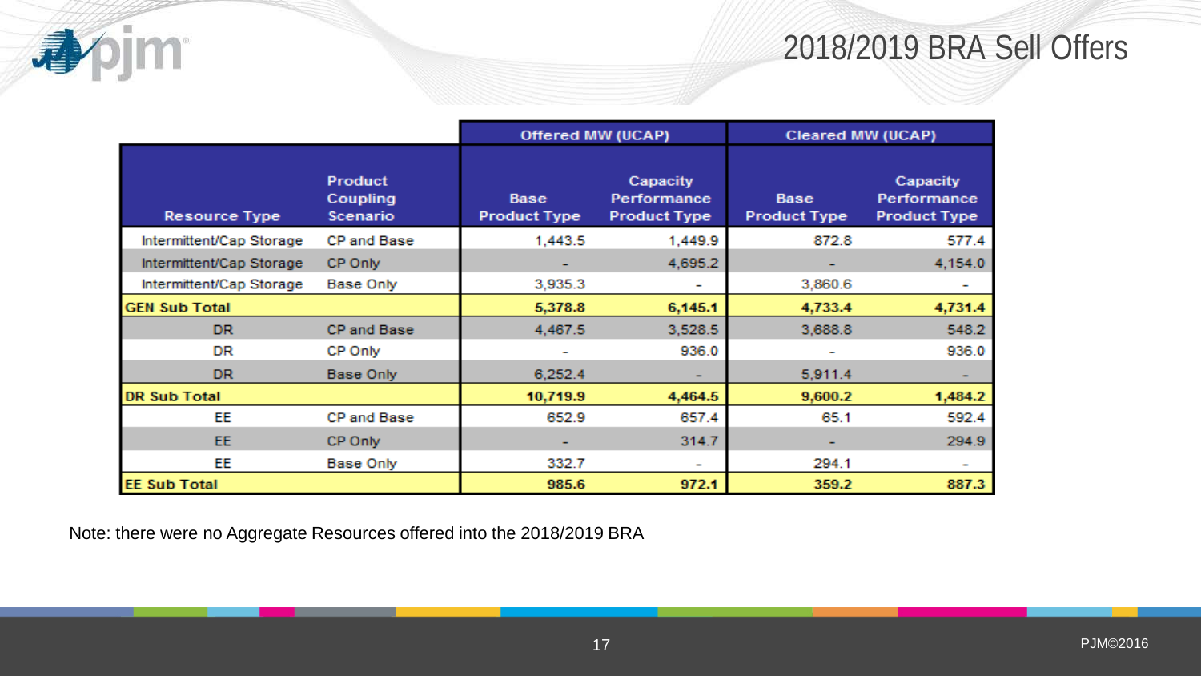# 2018/2019 BRA Sell Offers

| Resource Type | Product Coupling Scenario | Offered MW (UCAP) | | Cleared MW (UCAP) | |
|---|---|---|---|---|---|
| | | Base Product Type | Capacity Performance Product Type | Base Product Type | Capacity Performance Product Type |
| Intermittent/Cap Storage | CP and Base | 1,443.5 | 1,449.9 | 872.8 | 577.4 |
| Intermittent/Cap Storage | CP Only | - | 4,695.2 | - | 4,154.0 |
| Intermittent/Cap Storage | Base Only | 3,935.3 | - | 3,860.6 | - |
| **GEN Sub Total** | | **5,378.8** | **6,145.1** | **4,733.4** | **4,731.4** |
| DR | CP and Base | 4,467.5 | 3,528.5 | 3,688.8 | 548.2 |
| DR | CP Only | - | 936.0 | - | 936.0 |
| DR | Base Only | 6,252.4 | - | 5,911.4 | - |
| **DR Sub Total** | | **10,719.9** | **4,464.5** | **9,600.2** | **1,484.2** |
| EE | CP and Base | 652.9 | 657.4 | 65.1 | 592.4 |
| EE | CP Only | - | 314.7 | - | 294.9 |
| EE | Base Only | 332.7 | - | 294.1 | - |
| **EE Sub Total** | | **985.6** | **972.1** | **359.2** | **887.3** |

Note: there were no Aggregate Resources offered into the 2018/2019 BRA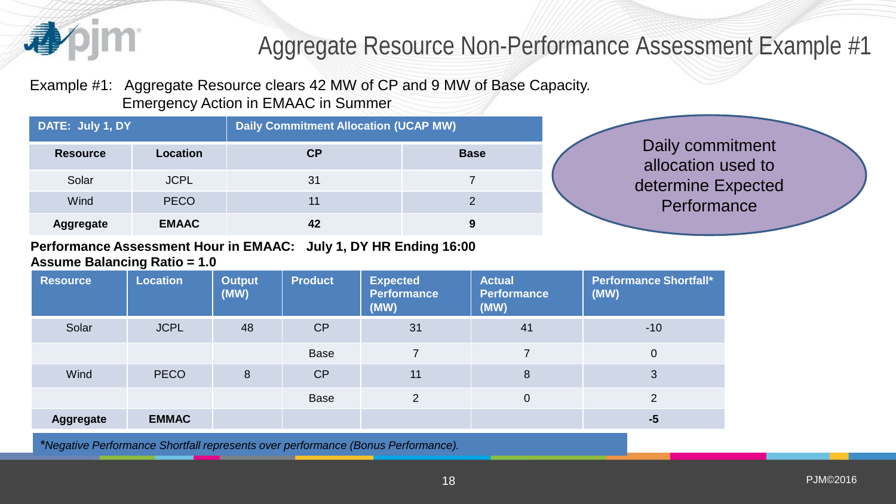# Aggregate Resource Non-Performance Assessment Example #1

Example #1: Aggregate Resource clears 42 MW of CP and 9 MW of Base Capacity.
Emergency Action in EMAAC in Summer

| DATE: July 1, DY | | Daily Commitment Allocation (UCAP MW) | |
|---|---|---|---|
| **Resource** | **Location** | **CP** | **Base** |
| Solar | JCPL | 31 | 7 |
| Wind | PECO | 11 | 2 |
| **Aggregate** | **EMAAC** | **42** | **9** |

Daily commitment allocation used to determine Expected Performance

**Performance Assessment Hour in EMAAC: July 1, DY HR Ending 16:00**
**Assume Balancing Ratio = 1.0**

| Resource | Location | Output (MW) | Product | Expected Performance (MW) | Actual Performance (MW) | Performance Shortfall* (MW) |
|---|---|---|---|---|---|---|
| Solar | JCPL | 48 | CP | 31 | 41 | -10 |
| | | | Base | 7 | 7 | 0 |
| Wind | PECO | 8 | CP | 11 | 8 | 3 |
| | | | Base | 2 | 0 | 2 |
| **Aggregate** | **EMMAC** | | | | | **-5** |

*\*Negative Performance Shortfall represents over performance (Bonus Performance).*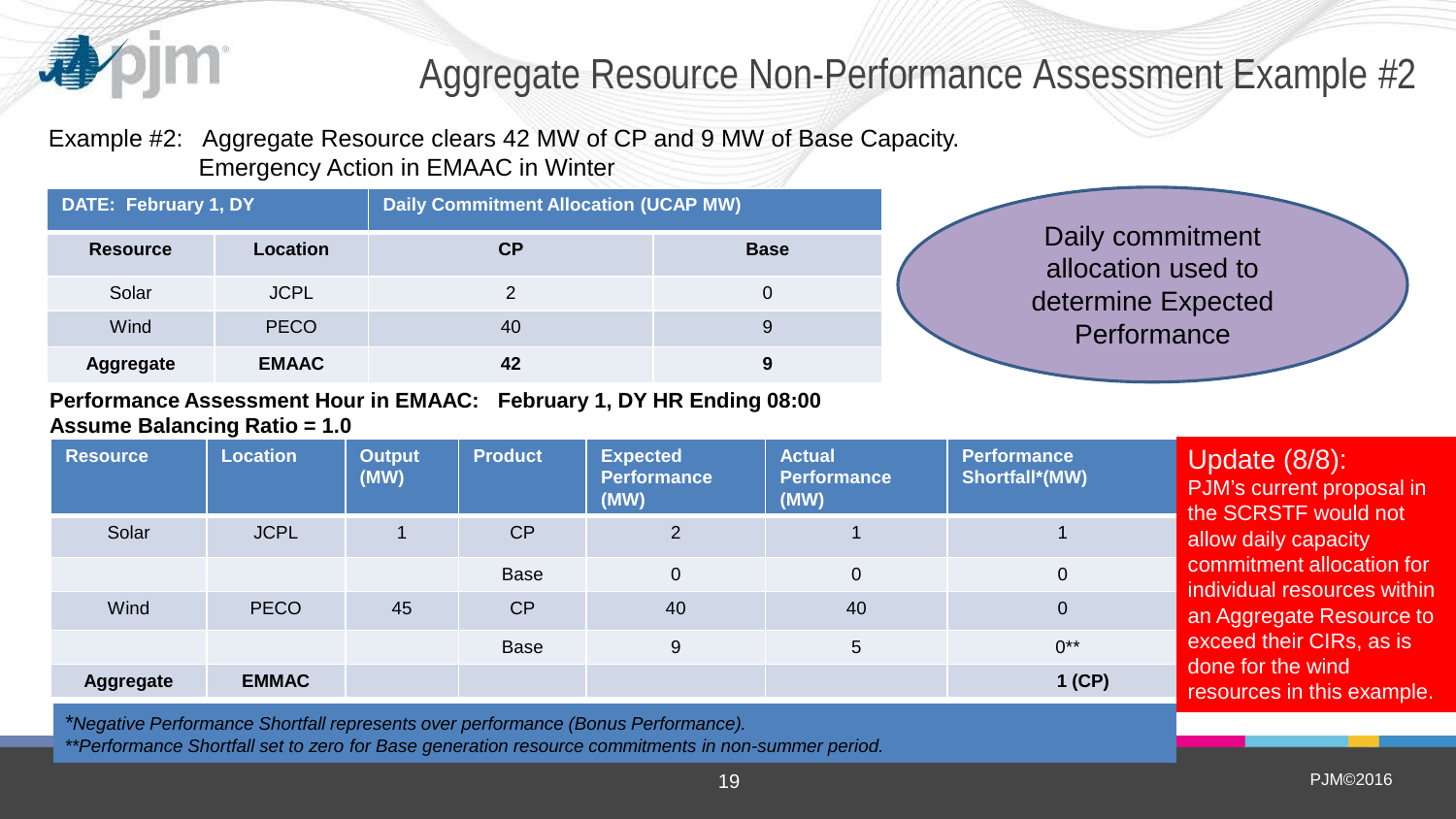# Aggregate Resource Non-Performance Assessment Example #2

Example #2: Aggregate Resource clears 42 MW of CP and 9 MW of Base Capacity.
Emergency Action in EMAAC in Winter

| DATE: February 1, DY | | Daily Commitment Allocation (UCAP MW) | |
|---|---|---|---|
| **Resource** | **Location** | **CP** | **Base** |
| Solar | JCPL | 2 | 0 |
| Wind | PECO | 40 | 9 |
| **Aggregate** | **EMAAC** | **42** | **9** |

Daily commitment allocation used to determine Expected Performance

**Performance Assessment Hour in EMAAC: February 1, DY HR Ending 08:00**
**Assume Balancing Ratio = 1.0**

| Resource | Location | Output (MW) | Product | Expected Performance (MW) | Actual Performance (MW) | Performance Shortfall*(MW) |
|---|---|---|---|---|---|---|
| Solar | JCPL | 1 | CP | 2 | 1 | 1 |
| | | | Base | 0 | 0 | 0 |
| Wind | PECO | 45 | CP | 40 | 40 | 0 |
| | | | Base | 9 | 5 | 0** |
| **Aggregate** | **EMMAC** | | | | | **1 (CP)** |

*Negative Performance Shortfall represents over performance (Bonus Performance).*
***Performance Shortfall set to zero for Base generation resource commitments in non-summer period.*

Update (8/8): PJM's current proposal in the SCRSTF would not allow daily capacity commitment allocation for individual resources within an Aggregate Resource to exceed their CIRs, as is done for the wind resources in this example.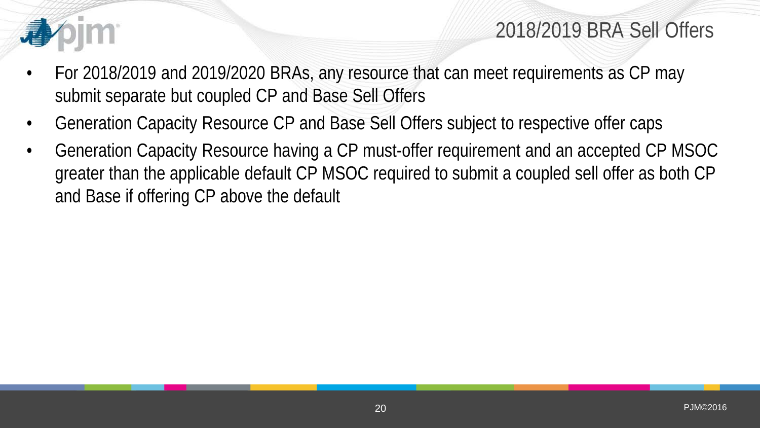# 2018/2019 BRA Sell Offers

- For 2018/2019 and 2019/2020 BRAs, any resource that can meet requirements as CP may submit separate but coupled CP and Base Sell Offers
- Generation Capacity Resource CP and Base Sell Offers subject to respective offer caps
- Generation Capacity Resource having a CP must-offer requirement and an accepted CP MSOC greater than the applicable default CP MSOC required to submit a coupled sell offer as both CP and Base if offering CP above the default